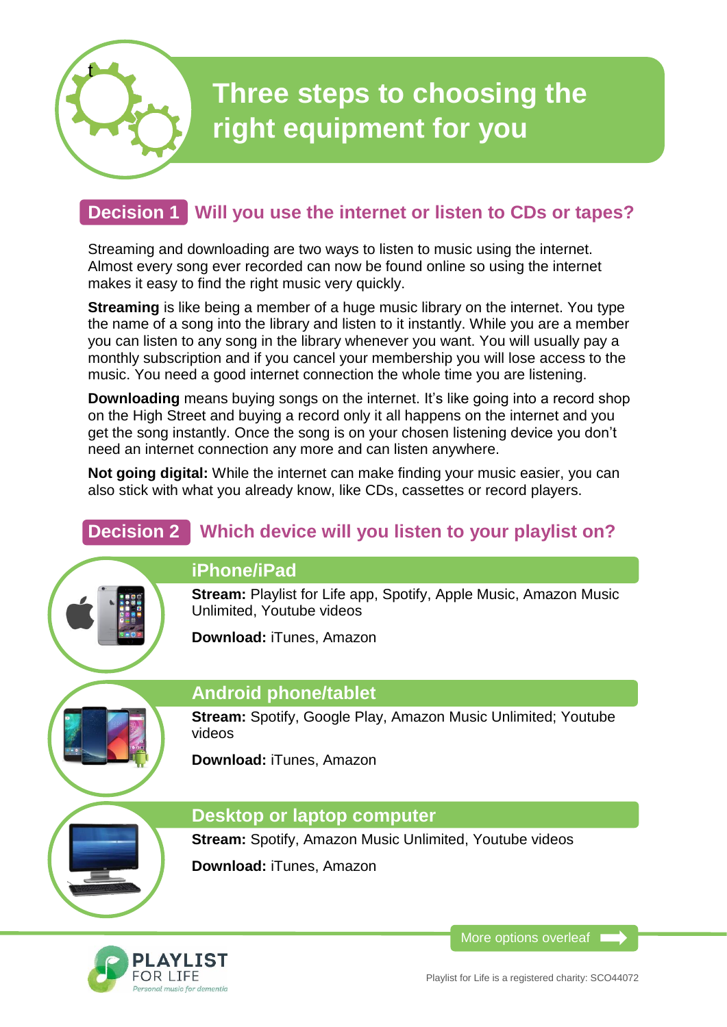# Three steps to choosing the right equipment for you

## Decision 1 Will you use the internet or listen to CDs or tapes?

Streaming and downloading are two ways to listen to music using the internet. Almost every song ever recorded can now be found online so using the internet makes it easy to find the right music very quickly.

**Streaming** is like being a member of a huge music library on the internet. You type the name of a song into the library and listen to it instantly. While you are a member you can listen to any song in the library whenever you want. You will usually pay a monthly subscription and if you cancel your membership you will lose access to the music. You need a good internet connection the whole time you are listening.

**Downloading** means buying songs on the internet. It's like going into a record shop on the High Street and buying a record only it all happens on the internet and you get the song instantly. Once the song is on your chosen listening device you don't need an internet connection any more and can listen anywhere.

**Not going digital:** While the internet can make finding your music easier, you can also stick with what you already know, like CDs, cassettes or record players.

## Decision 2 Which device will you listen to your playlist on?

### iPhone/iPad

**Stream:** Playlist for Life app, Spotify, Apple Music, Amazon Music Unlimited, Youtube videos

**Download:** iTunes, Amazon

### Android phone/tablet

**Stream:** Spotify, Google Play, Amazon Music Unlimited; Youtube videos

**Download:** iTunes, Amazon

### Desktop or laptop computer

**Stream:** Spotify, Amazon Music Unlimited, Youtube videos

**Download:** iTunes, Amazon

More options overleaf

PLAYLIST FOR LIFE
Personal music for dementia

Playlist for Life is a registered charity: SCO44072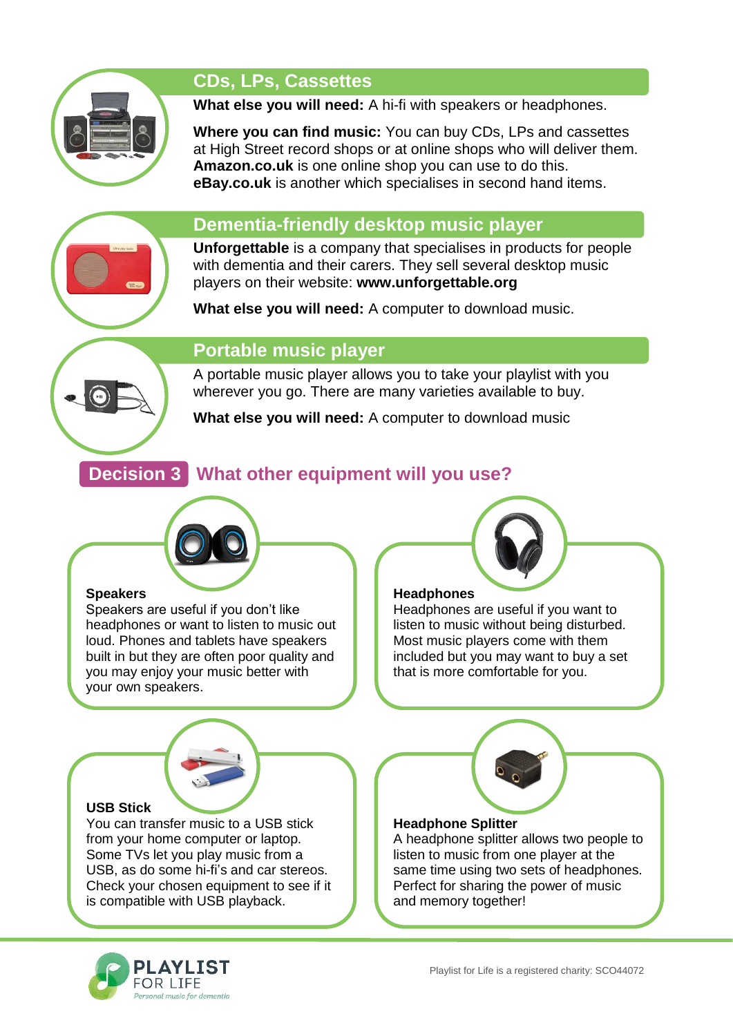## CDs, LPs, Cassettes

**What else you will need:** A hi-fi with speakers or headphones.

**Where you can find music:** You can buy CDs, LPs and cassettes at High Street record shops or at online shops who will deliver them. **Amazon.co.uk** is one online shop you can use to do this. **eBay.co.uk** is another which specialises in second hand items.

## Dementia-friendly desktop music player

**Unforgettable** is a company that specialises in products for people with dementia and their carers. They sell several desktop music players on their website: **www.unforgettable.org**

**What else you will need:** A computer to download music.

## Portable music player

A portable music player allows you to take your playlist with you wherever you go. There are many varieties available to buy.

**What else you will need:** A computer to download music

## Decision 3 What other equipment will you use?

**Speakers**
Speakers are useful if you don't like headphones or want to listen to music out loud. Phones and tablets have speakers built in but they are often poor quality and you may enjoy your music better with your own speakers.

**Headphones**
Headphones are useful if you want to listen to music without being disturbed. Most music players come with them included but you may want to buy a set that is more comfortable for you.

**USB Stick**
You can transfer music to a USB stick from your home computer or laptop. Some TVs let you play music from a USB, as do some hi-fi's and car stereos. Check your chosen equipment to see if it is compatible with USB playback.

**Headphone Splitter**
A headphone splitter allows two people to listen to music from one player at the same time using two sets of headphones. Perfect for sharing the power of music and memory together!

PLAYLIST FOR LIFE
*Personal music for dementia*

Playlist for Life is a registered charity: SCO44072